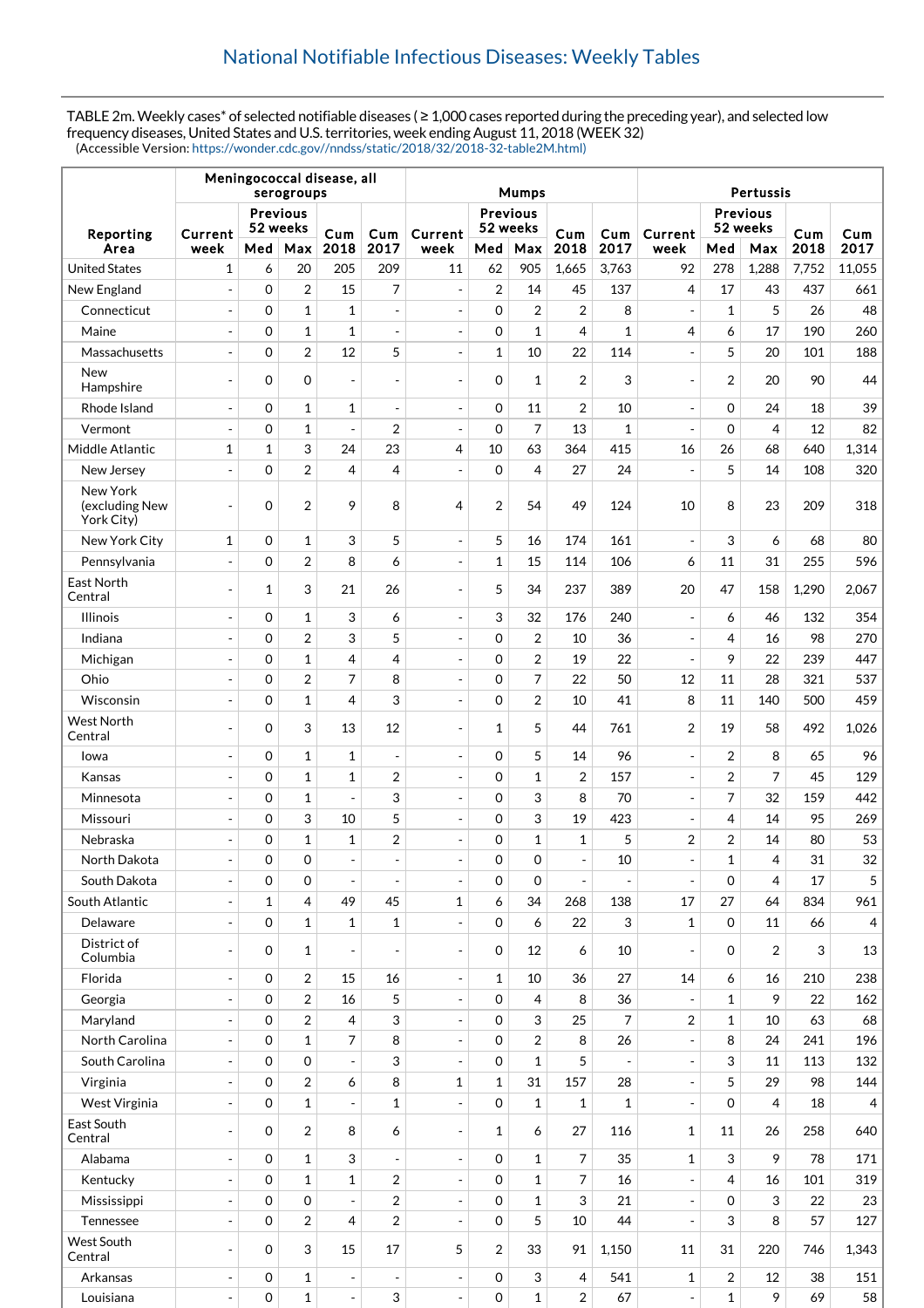## National Notifiable Infectious Diseases: Weekly Tables

TABLE 2m. Weekly cases* of selected notifiable diseases ( ≥ 1,000 cases reported during the preceding year), and selected low frequency diseases, United States and U.S. territories, week ending August 11, 2018 (WEEK 32)
(Accessible Version: https://wonder.cdc.gov//nndss/static/2018/32/2018-32-table2M.html)

| Reporting Area | Meningococcal disease, all serogroups | | | | | Mumps | | | | | Pertussis | | | | |
|---|---|---|---|---|---|---|---|---|---|---|---|---|---|---|---|
| | Current week | Previous 52 weeks Med | Previous 52 weeks Max | Cum 2018 | Cum 2017 | Current week | Previous 52 weeks Med | Previous 52 weeks Max | Cum 2018 | Cum 2017 | Current week | Previous 52 weeks Med | Previous 52 weeks Max | Cum 2018 | Cum 2017 |
| United States | 1 | 6 | 20 | 205 | 209 | 11 | 62 | 905 | 1,665 | 3,763 | 92 | 278 | 1,288 | 7,752 | 11,055 |
| New England | - | 0 | 2 | 15 | 7 | - | 2 | 14 | 45 | 137 | 4 | 17 | 43 | 437 | 661 |
| Connecticut | - | 0 | 1 | 1 | - | - | 0 | 2 | 2 | 8 | - | 1 | 5 | 26 | 48 |
| Maine | - | 0 | 1 | 1 | - | - | 0 | 1 | 4 | 1 | 4 | 6 | 17 | 190 | 260 |
| Massachusetts | - | 0 | 2 | 12 | 5 | - | 1 | 10 | 22 | 114 | - | 5 | 20 | 101 | 188 |
| New Hampshire | - | 0 | 0 | - | - | - | 0 | 1 | 2 | 3 | - | 2 | 20 | 90 | 44 |
| Rhode Island | - | 0 | 1 | 1 | - | - | 0 | 11 | 2 | 10 | - | 0 | 24 | 18 | 39 |
| Vermont | - | 0 | 1 | - | 2 | - | 0 | 7 | 13 | 1 | - | 0 | 4 | 12 | 82 |
| Middle Atlantic | 1 | 1 | 3 | 24 | 23 | 4 | 10 | 63 | 364 | 415 | 16 | 26 | 68 | 640 | 1,314 |
| New Jersey | - | 0 | 2 | 4 | 4 | - | 0 | 4 | 27 | 24 | - | 5 | 14 | 108 | 320 |
| New York (excluding New York City) | - | 0 | 2 | 9 | 8 | 4 | 2 | 54 | 49 | 124 | 10 | 8 | 23 | 209 | 318 |
| New York City | 1 | 0 | 1 | 3 | 5 | - | 5 | 16 | 174 | 161 | - | 3 | 6 | 68 | 80 |
| Pennsylvania | - | 0 | 2 | 8 | 6 | - | 1 | 15 | 114 | 106 | 6 | 11 | 31 | 255 | 596 |
| East North Central | - | 1 | 3 | 21 | 26 | - | 5 | 34 | 237 | 389 | 20 | 47 | 158 | 1,290 | 2,067 |
| Illinois | - | 0 | 1 | 3 | 6 | - | 3 | 32 | 176 | 240 | - | 6 | 46 | 132 | 354 |
| Indiana | - | 0 | 2 | 3 | 5 | - | 0 | 2 | 10 | 36 | - | 4 | 16 | 98 | 270 |
| Michigan | - | 0 | 1 | 4 | 4 | - | 0 | 2 | 19 | 22 | - | 9 | 22 | 239 | 447 |
| Ohio | - | 0 | 2 | 7 | 8 | - | 0 | 7 | 22 | 50 | 12 | 11 | 28 | 321 | 537 |
| Wisconsin | - | 0 | 1 | 4 | 3 | - | 0 | 2 | 10 | 41 | 8 | 11 | 140 | 500 | 459 |
| West North Central | - | 0 | 3 | 13 | 12 | - | 1 | 5 | 44 | 761 | 2 | 19 | 58 | 492 | 1,026 |
| Iowa | - | 0 | 1 | 1 | - | - | 0 | 5 | 14 | 96 | - | 2 | 8 | 65 | 96 |
| Kansas | - | 0 | 1 | 1 | 2 | - | 0 | 1 | 2 | 157 | - | 2 | 7 | 45 | 129 |
| Minnesota | - | 0 | 1 | - | 3 | - | 0 | 3 | 8 | 70 | - | 7 | 32 | 159 | 442 |
| Missouri | - | 0 | 3 | 10 | 5 | - | 0 | 3 | 19 | 423 | - | 4 | 14 | 95 | 269 |
| Nebraska | - | 0 | 1 | 1 | 2 | - | 0 | 1 | 1 | 5 | 2 | 2 | 14 | 80 | 53 |
| North Dakota | - | 0 | 0 | - | - | - | 0 | 0 | - | 10 | - | 1 | 4 | 31 | 32 |
| South Dakota | - | 0 | 0 | - | - | - | 0 | 0 | - | - | - | 0 | 4 | 17 | 5 |
| South Atlantic | - | 1 | 4 | 49 | 45 | 1 | 6 | 34 | 268 | 138 | 17 | 27 | 64 | 834 | 961 |
| Delaware | - | 0 | 1 | 1 | 1 | - | 0 | 6 | 22 | 3 | 1 | 0 | 11 | 66 | 4 |
| District of Columbia | - | 0 | 1 | - | - | - | 0 | 12 | 6 | 10 | - | 0 | 2 | 3 | 13 |
| Florida | - | 0 | 2 | 15 | 16 | - | 1 | 10 | 36 | 27 | 14 | 6 | 16 | 210 | 238 |
| Georgia | - | 0 | 2 | 16 | 5 | - | 0 | 4 | 8 | 36 | - | 1 | 9 | 22 | 162 |
| Maryland | - | 0 | 2 | 4 | 3 | - | 0 | 3 | 25 | 7 | 2 | 1 | 10 | 63 | 68 |
| North Carolina | - | 0 | 1 | 7 | 8 | - | 0 | 2 | 8 | 26 | - | 8 | 24 | 241 | 196 |
| South Carolina | - | 0 | 0 | - | 3 | - | 0 | 1 | 5 | - | - | 3 | 11 | 113 | 132 |
| Virginia | - | 0 | 2 | 6 | 8 | 1 | 1 | 31 | 157 | 28 | - | 5 | 29 | 98 | 144 |
| West Virginia | - | 0 | 1 | - | 1 | - | 0 | 1 | 1 | 1 | - | 0 | 4 | 18 | 4 |
| East South Central | - | 0 | 2 | 8 | 6 | - | 1 | 6 | 27 | 116 | 1 | 11 | 26 | 258 | 640 |
| Alabama | - | 0 | 1 | 3 | - | - | 0 | 1 | 7 | 35 | 1 | 3 | 9 | 78 | 171 |
| Kentucky | - | 0 | 1 | 1 | 2 | - | 0 | 1 | 7 | 16 | - | 4 | 16 | 101 | 319 |
| Mississippi | - | 0 | 0 | - | 2 | - | 0 | 1 | 3 | 21 | - | 0 | 3 | 22 | 23 |
| Tennessee | - | 0 | 2 | 4 | 2 | - | 0 | 5 | 10 | 44 | - | 3 | 8 | 57 | 127 |
| West South Central | - | 0 | 3 | 15 | 17 | 5 | 2 | 33 | 91 | 1,150 | 11 | 31 | 220 | 746 | 1,343 |
| Arkansas | - | 0 | 1 | - | - | - | 0 | 3 | 4 | 541 | 1 | 2 | 12 | 38 | 151 |
| Louisiana | - | 0 | 1 | - | 3 | - | 0 | 1 | 2 | 67 | - | 1 | 9 | 69 | 58 |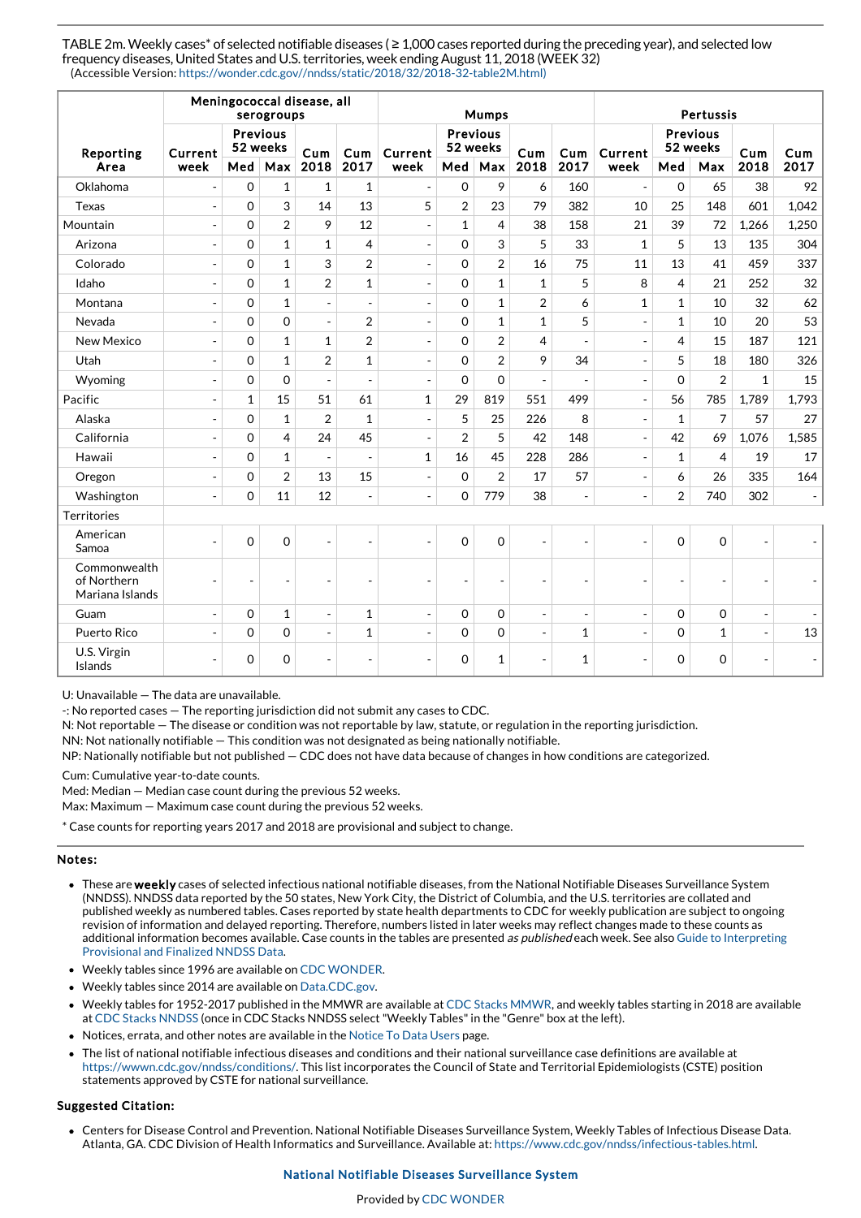TABLE 2m. Weekly cases* of selected notifiable diseases ( ≥ 1,000 cases reported during the preceding year), and selected low frequency diseases, United States and U.S. territories, week ending August 11, 2018 (WEEK 32)
(Accessible Version: https://wonder.cdc.gov//nndss/static/2018/32/2018-32-table2M.html)

| Reporting Area | Meningococcal disease, all serogroups | | | | | Mumps | | | | | Pertussis | | | | |
|---|---|---|---|---|---|---|---|---|---|---|---|---|---|---|---|
| | Current week | Previous 52 weeks | | Cum 2018 | Cum 2017 | Current week | Previous 52 weeks | | Cum 2018 | Cum 2017 | Current week | Previous 52 weeks | | Cum 2018 | Cum 2017 |
| | | Med | Max | | | | Med | Max | | | | Med | Max | | |
| Oklahoma | - | 0 | 1 | 1 | 1 | - | 0 | 9 | 6 | 160 | - | 0 | 65 | 38 | 92 |
| Texas | - | 0 | 3 | 14 | 13 | 5 | 2 | 23 | 79 | 382 | 10 | 25 | 148 | 601 | 1,042 |
| Mountain | - | 0 | 2 | 9 | 12 | - | 1 | 4 | 38 | 158 | 21 | 39 | 72 | 1,266 | 1,250 |
| Arizona | - | 0 | 1 | 1 | 4 | - | 0 | 3 | 5 | 33 | 1 | 5 | 13 | 135 | 304 |
| Colorado | - | 0 | 1 | 3 | 2 | - | 0 | 2 | 16 | 75 | 11 | 13 | 41 | 459 | 337 |
| Idaho | - | 0 | 1 | 2 | 1 | - | 0 | 1 | 1 | 5 | 8 | 4 | 21 | 252 | 32 |
| Montana | - | 0 | 1 | - | - | - | 0 | 1 | 2 | 6 | 1 | 1 | 10 | 32 | 62 |
| Nevada | - | 0 | 0 | - | 2 | - | 0 | 1 | 1 | 5 | - | 1 | 10 | 20 | 53 |
| New Mexico | - | 0 | 1 | 1 | 2 | - | 0 | 2 | 4 | - | - | 4 | 15 | 187 | 121 |
| Utah | - | 0 | 1 | 2 | 1 | - | 0 | 2 | 9 | 34 | - | 5 | 18 | 180 | 326 |
| Wyoming | - | 0 | 0 | - | - | - | 0 | 0 | - | - | - | 0 | 2 | 1 | 15 |
| Pacific | - | 1 | 15 | 51 | 61 | 1 | 29 | 819 | 551 | 499 | - | 56 | 785 | 1,789 | 1,793 |
| Alaska | - | 0 | 1 | 2 | 1 | - | 5 | 25 | 226 | 8 | - | 1 | 7 | 57 | 27 |
| California | - | 0 | 4 | 24 | 45 | - | 2 | 5 | 42 | 148 | - | 42 | 69 | 1,076 | 1,585 |
| Hawaii | - | 0 | 1 | - | - | 1 | 16 | 45 | 228 | 286 | - | 1 | 4 | 19 | 17 |
| Oregon | - | 0 | 2 | 13 | 15 | - | 0 | 2 | 17 | 57 | - | 6 | 26 | 335 | 164 |
| Washington | - | 0 | 11 | 12 | - | - | 0 | 779 | 38 | - | - | 2 | 740 | 302 | - |
| Territories | | | | | | | | | | | | | | | |
| American Samoa | - | 0 | 0 | - | - | - | 0 | 0 | - | - | - | 0 | 0 | - | - |
| Commonwealth of Northern Mariana Islands | - | - | - | - | - | - | - | - | - | - | - | - | - | - | - |
| Guam | - | 0 | 1 | - | 1 | - | 0 | 0 | - | - | - | 0 | 0 | - | - |
| Puerto Rico | - | 0 | 0 | - | 1 | - | 0 | 0 | - | 1 | - | 0 | 1 | - | 13 |
| U.S. Virgin Islands | - | 0 | 0 | - | - | - | 0 | 1 | - | 1 | - | 0 | 0 | - | - |

U: Unavailable — The data are unavailable.
-: No reported cases — The reporting jurisdiction did not submit any cases to CDC.
N: Not reportable — The disease or condition was not reportable by law, statute, or regulation in the reporting jurisdiction.
NN: Not nationally notifiable — This condition was not designated as being nationally notifiable.
NP: Nationally notifiable but not published — CDC does not have data because of changes in how conditions are categorized.

Cum: Cumulative year-to-date counts.
Med: Median — Median case count during the previous 52 weeks.
Max: Maximum — Maximum case count during the previous 52 weeks.

* Case counts for reporting years 2017 and 2018 are provisional and subject to change.

### Notes:

- These are **weekly** cases of selected infectious national notifiable diseases, from the National Notifiable Diseases Surveillance System (NNDSS). NNDSS data reported by the 50 states, New York City, the District of Columbia, and the U.S. territories are collated and published weekly as numbered tables. Cases reported by state health departments to CDC for weekly publication are subject to ongoing revision of information and delayed reporting. Therefore, numbers listed in later weeks may reflect changes made to these counts as additional information becomes available. Case counts in the tables are presented *as published* each week. See also Guide to Interpreting Provisional and Finalized NNDSS Data.
- Weekly tables since 1996 are available on CDC WONDER.
- Weekly tables since 2014 are available on Data.CDC.gov.
- Weekly tables for 1952-2017 published in the MMWR are available at CDC Stacks MMWR, and weekly tables starting in 2018 are available at CDC Stacks NNDSS (once in CDC Stacks NNDSS select "Weekly Tables" in the "Genre" box at the left).
- Notices, errata, and other notes are available in the Notice To Data Users page.
- The list of national notifiable infectious diseases and conditions and their national surveillance case definitions are available at https://wwwn.cdc.gov/nndss/conditions/. This list incorporates the Council of State and Territorial Epidemiologists (CSTE) position statements approved by CSTE for national surveillance.

### Suggested Citation:

- Centers for Disease Control and Prevention. National Notifiable Diseases Surveillance System, Weekly Tables of Infectious Disease Data. Atlanta, GA. CDC Division of Health Informatics and Surveillance. Available at: https://www.cdc.gov/nndss/infectious-tables.html.

National Notifiable Diseases Surveillance System

Provided by CDC WONDER